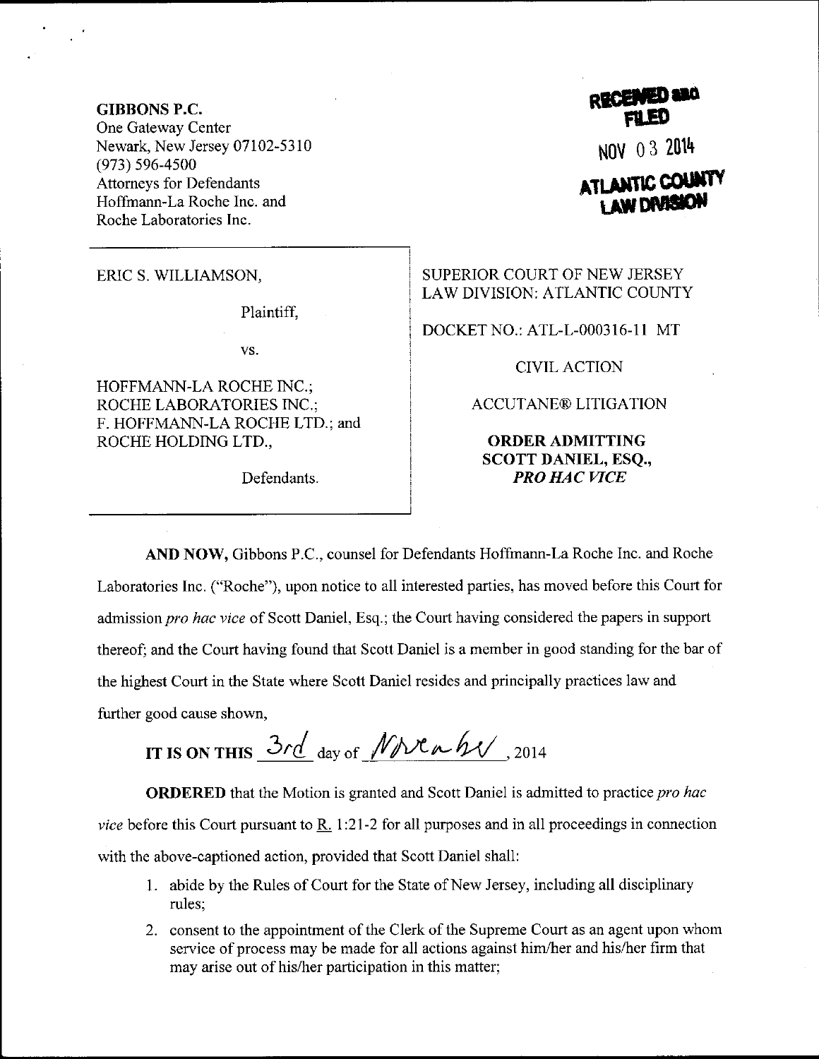**GIBBONS P.C.**
One Gateway Center
Newark, New Jersey 07102-5310
(973) 596-4500
Attorneys for Defendants
Hoffmann-La Roche Inc. and
Roche Laboratories Inc.

RECEIVED and FILED
NOV 03 2014
ATLANTIC COUNTY LAW DIVISION

| | |
|---|---|
| ERIC S. WILLIAMSON,<br><br>Plaintiff,<br><br>vs.<br><br>HOFFMANN-LA ROCHE INC.; ROCHE LABORATORIES INC.; F. HOFFMANN-LA ROCHE LTD.; and ROCHE HOLDING LTD.,<br><br>Defendants. | SUPERIOR COURT OF NEW JERSEY<br>LAW DIVISION: ATLANTIC COUNTY<br><br>DOCKET NO.: ATL-L-000316-11 MT<br><br>CIVIL ACTION<br><br>ACCUTANE® LITIGATION<br><br>**ORDER ADMITTING SCOTT DANIEL, ESQ., *PRO HAC VICE*** |

**AND NOW,** Gibbons P.C., counsel for Defendants Hoffmann-La Roche Inc. and Roche Laboratories Inc. ("Roche"), upon notice to all interested parties, has moved before this Court for admission *pro hac vice* of Scott Daniel, Esq.; the Court having considered the papers in support thereof; and the Court having found that Scott Daniel is a member in good standing for the bar of the highest Court in the State where Scott Daniel resides and principally practices law and further good cause shown,

**IT IS ON THIS** 3rd day of November, 2014

**ORDERED** that the Motion is granted and Scott Daniel is admitted to practice *pro hac vice* before this Court pursuant to R. 1:21-2 for all purposes and in all proceedings in connection with the above-captioned action, provided that Scott Daniel shall:

1. abide by the Rules of Court for the State of New Jersey, including all disciplinary rules;
2. consent to the appointment of the Clerk of the Supreme Court as an agent upon whom service of process may be made for all actions against him/her and his/her firm that may arise out of his/her participation in this matter;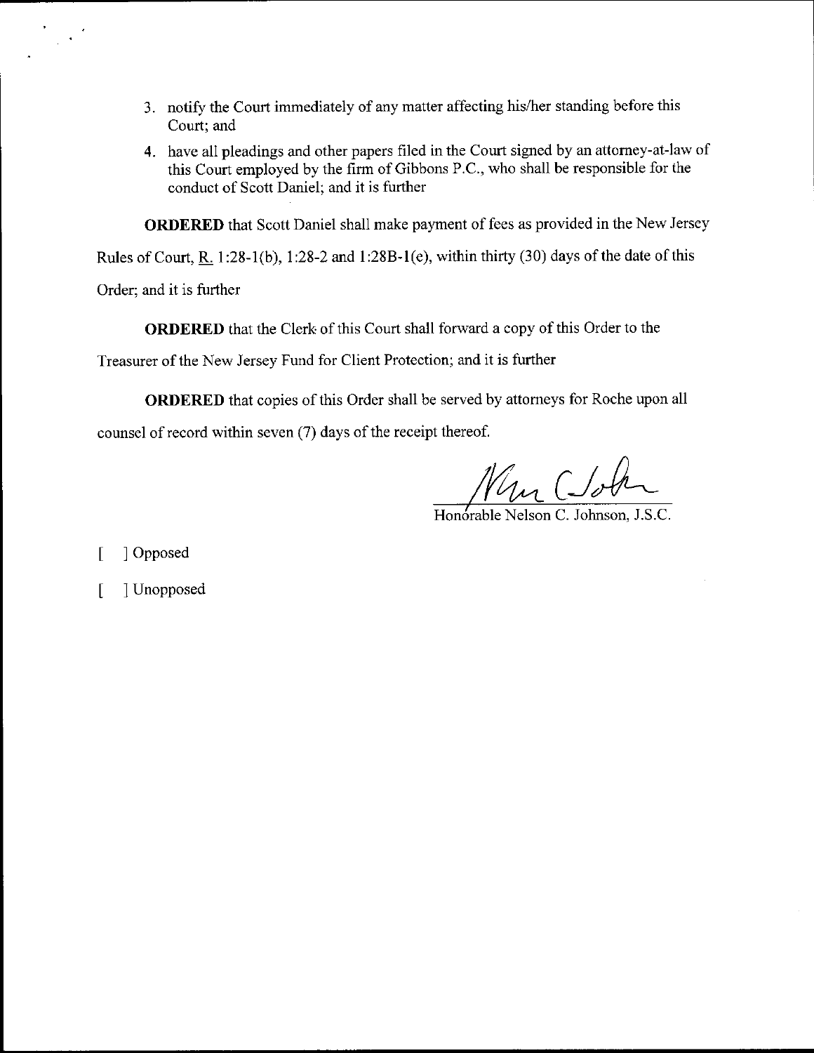3. notify the Court immediately of any matter affecting his/her standing before this Court; and
4. have all pleadings and other papers filed in the Court signed by an attorney-at-law of this Court employed by the firm of Gibbons P.C., who shall be responsible for the conduct of Scott Daniel; and it is further

**ORDERED** that Scott Daniel shall make payment of fees as provided in the New Jersey Rules of Court, R. 1:28-1(b), 1:28-2 and 1:28B-1(e), within thirty (30) days of the date of this Order; and it is further

**ORDERED** that the Clerk of this Court shall forward a copy of this Order to the Treasurer of the New Jersey Fund for Client Protection; and it is further

**ORDERED** that copies of this Order shall be served by attorneys for Roche upon all counsel of record within seven (7) days of the receipt thereof.

Honorable Nelson C. Johnson, J.S.C.

[ ] Opposed

[ ] Unopposed